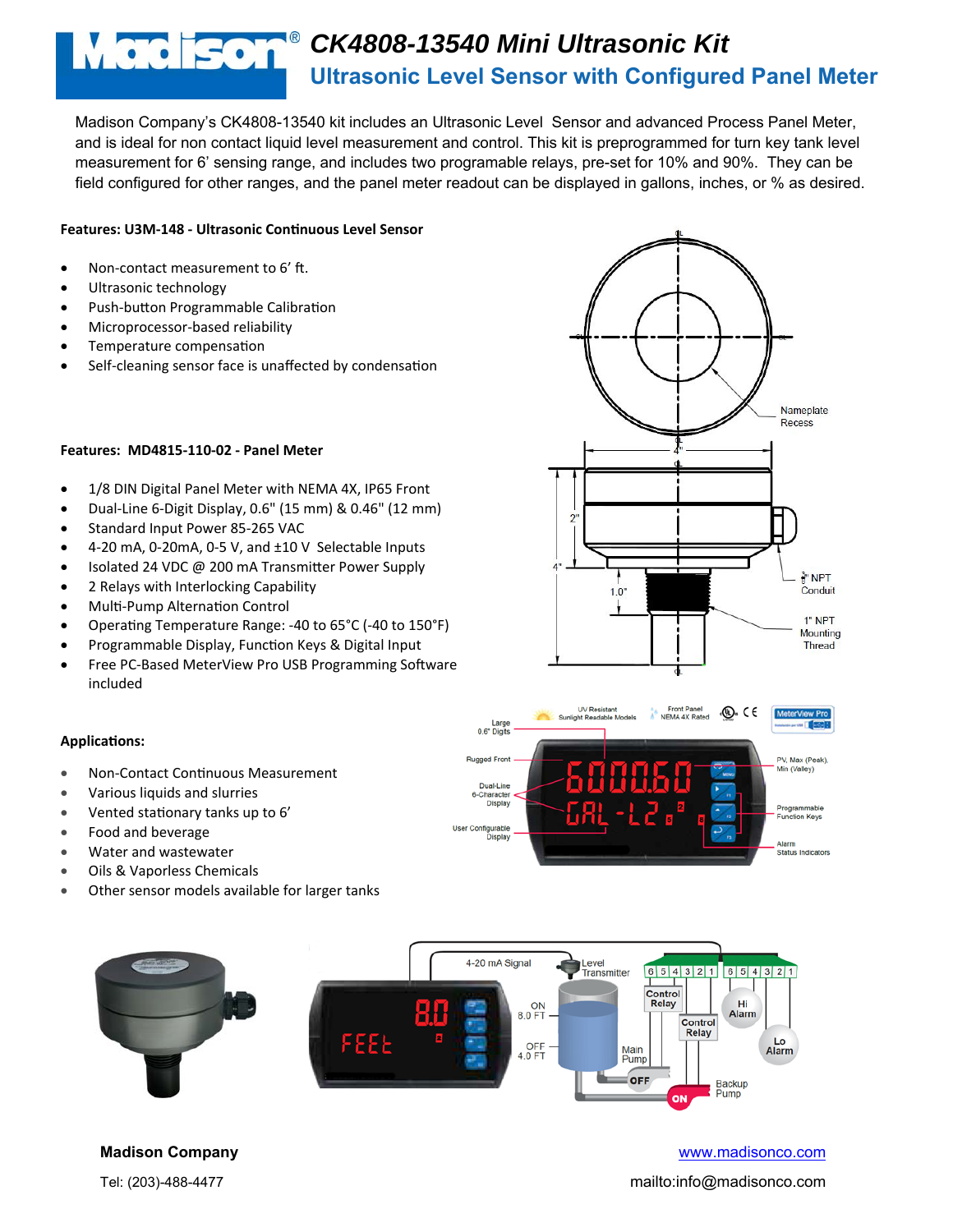# CK4808-13540 Mini Ultrasonic Kit

## Ultrasonic Level Sensor with Configured Panel Meter

Madison Company's CK4808-13540 kit includes an Ultrasonic Level Sensor and advanced Process Panel Meter, and is ideal for non contact liquid level measurement and control. This kit is preprogrammed for turn key tank level measurement for 6' sensing range, and includes two programable relays, pre-set for 10% and 90%. They can be field configured for other ranges, and the panel meter readout can be displayed in gallons, inches, or % as desired.

**Features: U3M-148 - Ultrasonic Continuous Level Sensor**

- Non-contact measurement to 6' ft.
- Ultrasonic technology
- Push-button Programmable Calibration
- Microprocessor-based reliability
- Temperature compensation
- Self-cleaning sensor face is unaffected by condensation

**Features: MD4815-110-02 - Panel Meter**

- 1/8 DIN Digital Panel Meter with NEMA 4X, IP65 Front
- Dual-Line 6-Digit Display, 0.6" (15 mm) & 0.46" (12 mm)
- Standard Input Power 85-265 VAC
- 4-20 mA, 0-20mA, 0-5 V, and ±10 V Selectable Inputs
- Isolated 24 VDC @ 200 mA Transmitter Power Supply
- 2 Relays with Interlocking Capability
- Multi-Pump Alternation Control
- Operating Temperature Range: -40 to 65°C (-40 to 150°F)
- Programmable Display, Function Keys & Digital Input
- Free PC-Based MeterView Pro USB Programming Software included

**Applications:**

- Non-Contact Continuous Measurement
- Various liquids and slurries
- Vented stationary tanks up to 6'
- Food and beverage
- Water and wastewater
- Oils & Vaporless Chemicals
- Other sensor models available for larger tanks

**Madison Company**

Tel: (203)-488-4477

www.madisonco.com

mailto:info@madisonco.com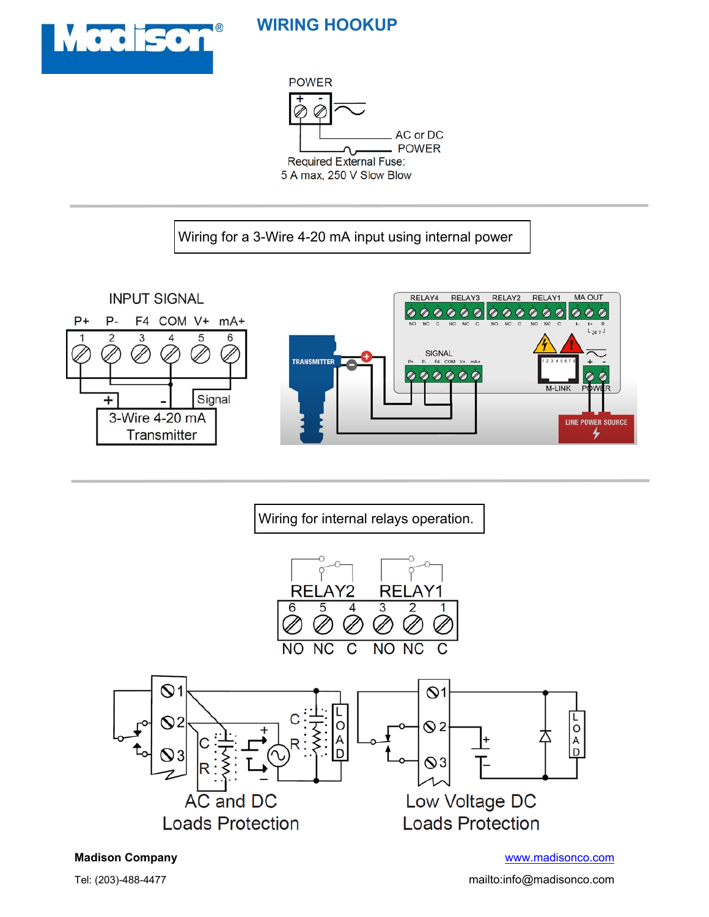## WIRING HOOKUP

POWER

AC or DC POWER

Required External Fuse:
5 A max, 250 V Slow Blow

Wiring for a 3-Wire 4-20 mA input using internal power

INPUT SIGNAL

P+ P- F4 COM V+ mA+

1 2 3 4 5 6

Signal

3-Wire 4-20 mA Transmitter

Wiring for internal relays operation.

RELAY2 RELAY1

6 5 4 3 2 1

NO NC C NO NC C

AC and DC Loads Protection

Low Voltage DC Loads Protection

**Madison Company**

Tel: (203)-488-4477

www.madisonco.com

mailto:info@madisonco.com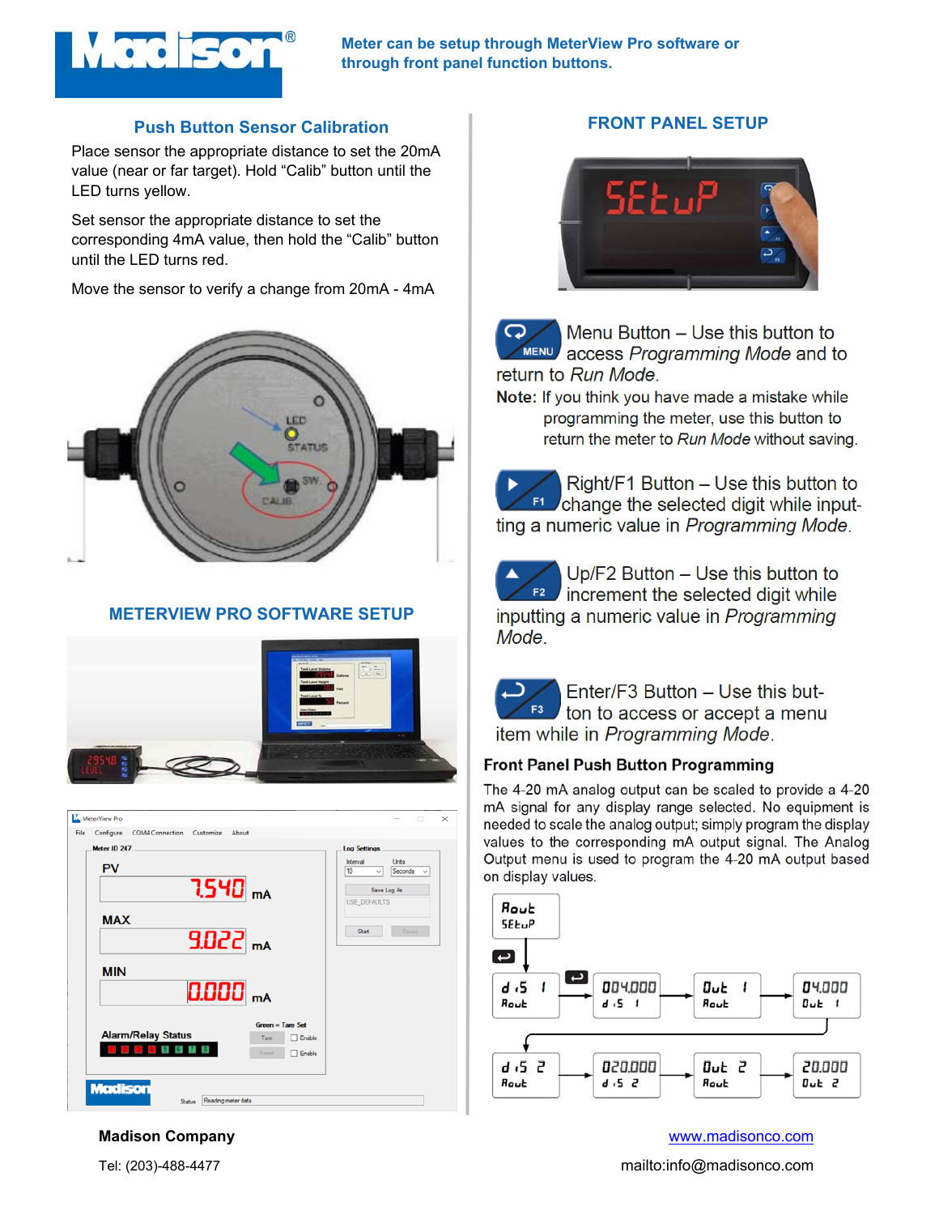Meter can be setup through MeterView Pro software or through front panel function buttons.

## Push Button Sensor Calibration

Place sensor the appropriate distance to set the 20mA value (near or far target). Hold "Calib" button until the LED turns yellow.

Set sensor the appropriate distance to set the corresponding 4mA value, then hold the "Calib" button until the LED turns red.

Move the sensor to verify a change from 20mA - 4mA

## METERVIEW PRO SOFTWARE SETUP

## FRONT PANEL SETUP

Menu Button – Use this button to access *Programming Mode* and to return to *Run Mode*.

**Note:** If you think you have made a mistake while programming the meter, use this button to return the meter to *Run Mode* without saving.

Right/F1 Button – Use this button to change the selected digit while inputting a numeric value in *Programming Mode*.

Up/F2 Button – Use this button to increment the selected digit while inputting a numeric value in *Programming Mode*.

Enter/F3 Button – Use this button to access or accept a menu item while in *Programming Mode*.

### Front Panel Push Button Programming

The 4-20 mA analog output can be scaled to provide a 4-20 mA signal for any display range selected. No equipment is needed to scale the analog output; simply program the display values to the corresponding mA output signal. The Analog Output menu is used to program the 4-20 mA output based on display values.

**Madison Company**

Tel: (203)-488-4477

www.madisonco.com

mailto:info@madisonco.com